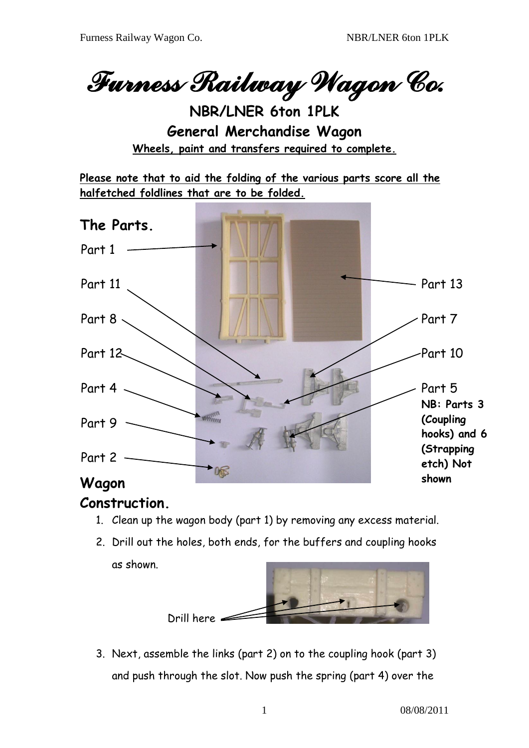# Furness Railway Wagon Co.

## NBR/LNER 6ton 1PLK

## General Merchandise Wagon

**Wheels, paint and transfers required to complete.**

**Please note that to aid the folding of the various parts score all the halfetched foldlines that are to be folded.**

## The Parts.

Part 1

Part 11

Part 8

Part 12

Part 4

Part 9

Part 2

Part 13

Part 7

Part 10

Part 5

**NB: Parts 3 (Coupling hooks) and 6 (Strapping etch) Not shown**

## Wagon Construction.

1. Clean up the wagon body (part 1) by removing any excess material.
2. Drill out the holes, both ends, for the buffers and coupling hooks as shown.

   Drill here

3. Next, assemble the links (part 2) on to the coupling hook (part 3) and push through the slot. Now push the spring (part 4) over the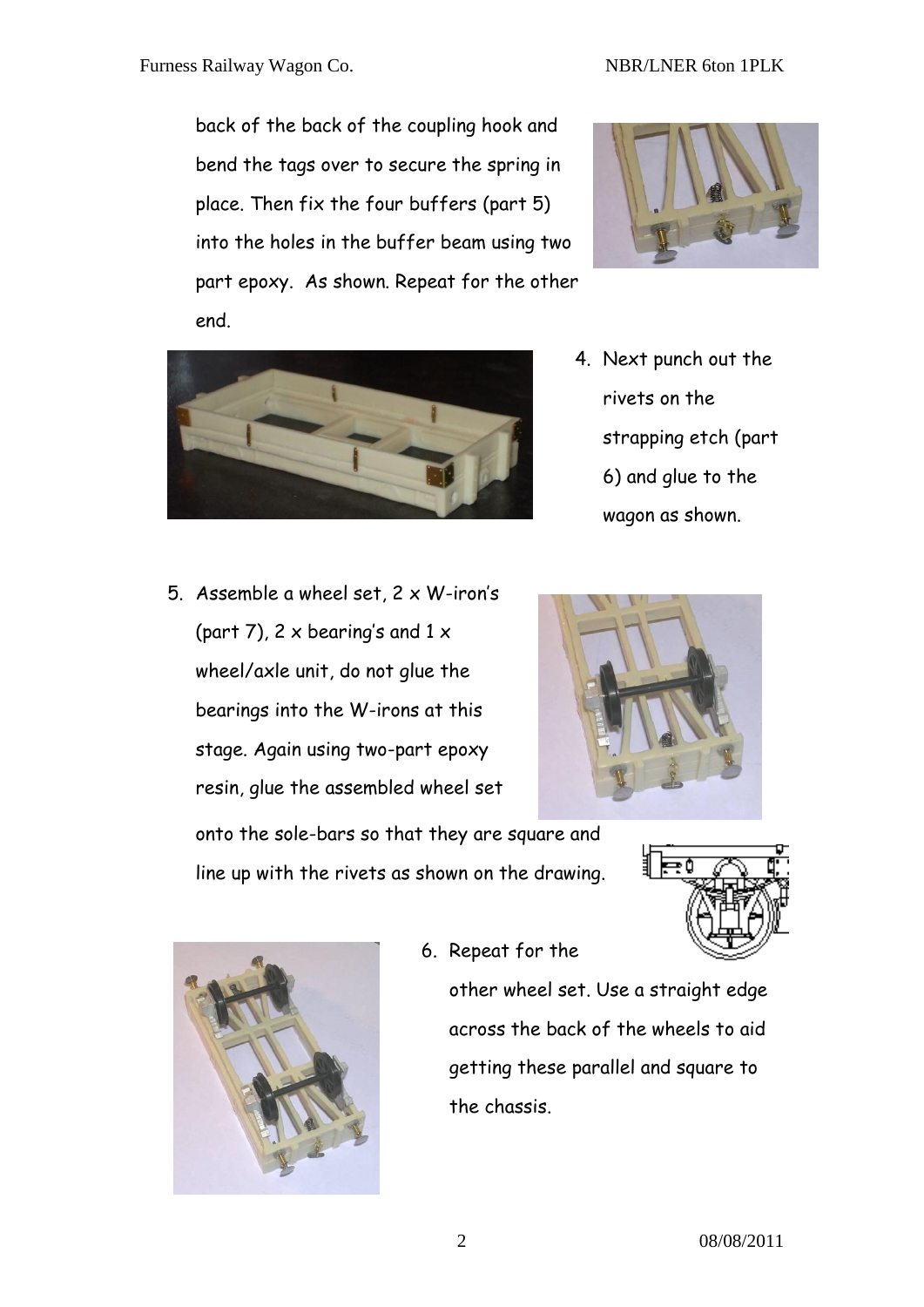back of the back of the coupling hook and bend the tags over to secure the spring in place. Then fix the four buffers (part 5) into the holes in the buffer beam using two part epoxy. As shown. Repeat for the other end.

4. Next punch out the rivets on the strapping etch (part 6) and glue to the wagon as shown.

5. Assemble a wheel set, 2 x W-iron's (part 7), 2 x bearing's and 1 x wheel/axle unit, do not glue the bearings into the W-irons at this stage. Again using two-part epoxy resin, glue the assembled wheel set onto the sole-bars so that they are square and line up with the rivets as shown on the drawing.

6. Repeat for the other wheel set. Use a straight edge across the back of the wheels to aid getting these parallel and square to the chassis.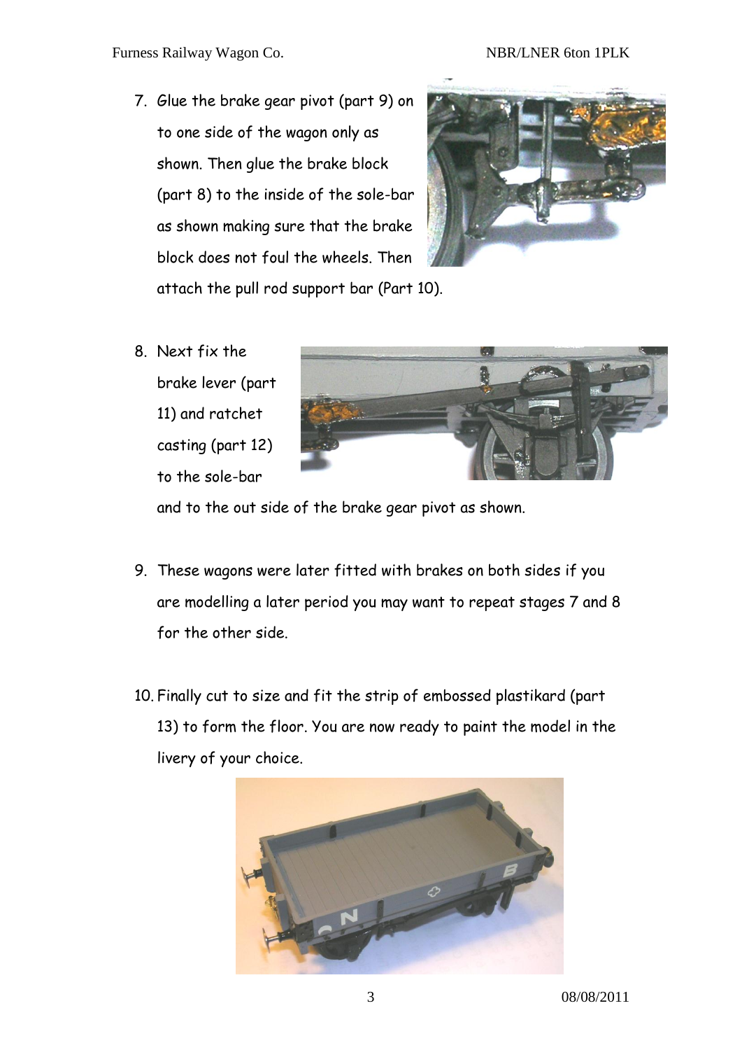7. Glue the brake gear pivot (part 9) on to one side of the wagon only as shown. Then glue the brake block (part 8) to the inside of the sole-bar as shown making sure that the brake block does not foul the wheels. Then attach the pull rod support bar (Part 10).

8. Next fix the brake lever (part 11) and ratchet casting (part 12) to the sole-bar and to the out side of the brake gear pivot as shown.

9. These wagons were later fitted with brakes on both sides if you are modelling a later period you may want to repeat stages 7 and 8 for the other side.

10. Finally cut to size and fit the strip of embossed plastikard (part 13) to form the floor. You are now ready to paint the model in the livery of your choice.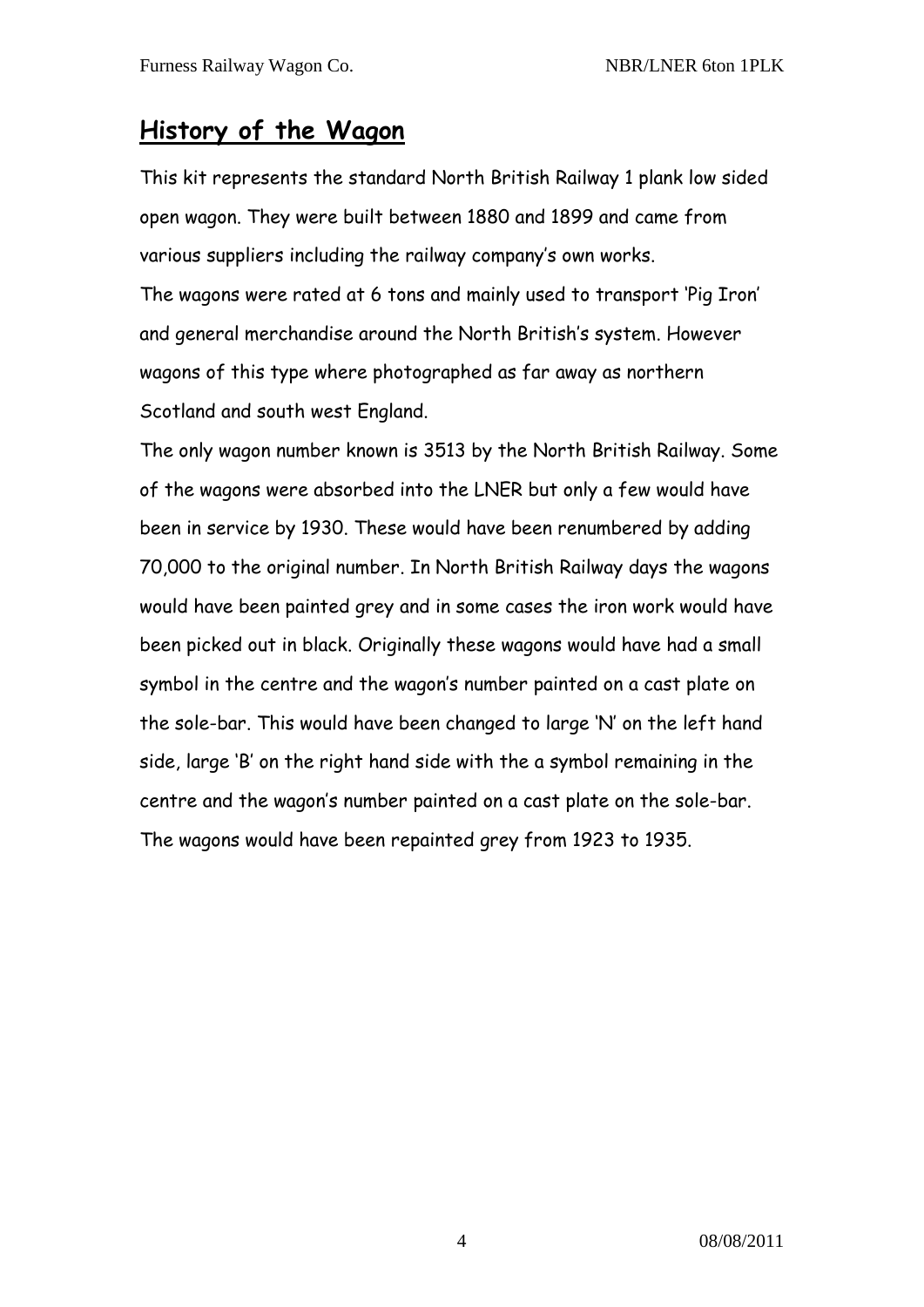## History of the Wagon

This kit represents the standard North British Railway 1 plank low sided open wagon. They were built between 1880 and 1899 and came from various suppliers including the railway company's own works.
The wagons were rated at 6 tons and mainly used to transport 'Pig Iron' and general merchandise around the North British's system. However wagons of this type where photographed as far away as northern Scotland and south west England.
The only wagon number known is 3513 by the North British Railway. Some of the wagons were absorbed into the LNER but only a few would have been in service by 1930. These would have been renumbered by adding 70,000 to the original number. In North British Railway days the wagons would have been painted grey and in some cases the iron work would have been picked out in black. Originally these wagons would have had a small symbol in the centre and the wagon's number painted on a cast plate on the sole-bar. This would have been changed to large 'N' on the left hand side, large 'B' on the right hand side with the a symbol remaining in the centre and the wagon's number painted on a cast plate on the sole-bar. The wagons would have been repainted grey from 1923 to 1935.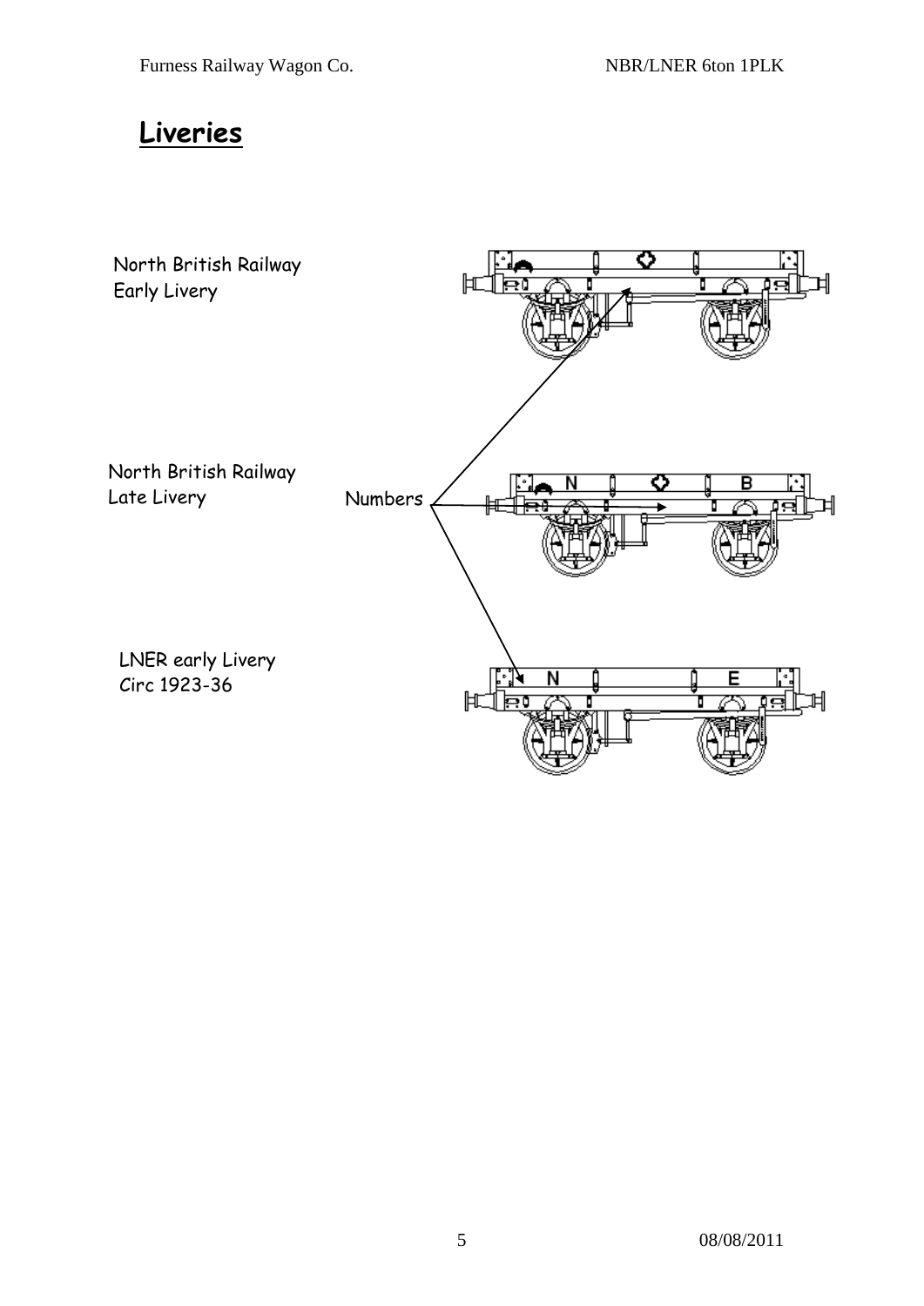## Liveries

North British Railway
Early Livery

North British Railway
Late Livery

Numbers

LNER early Livery
Circ 1923-36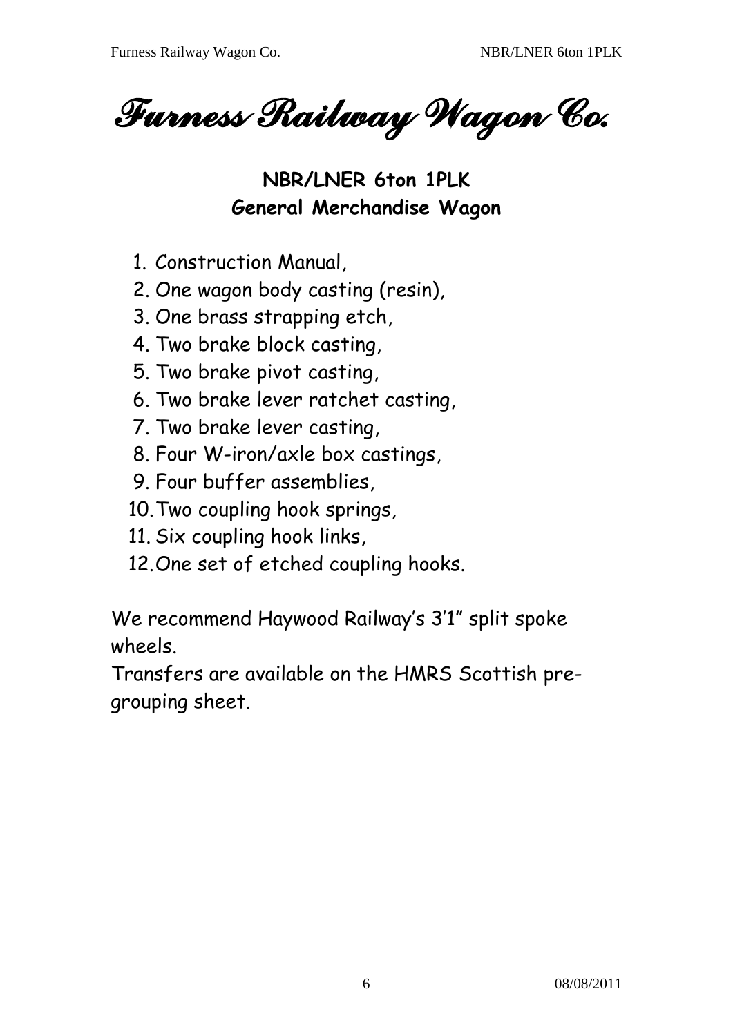# Furness Railway Wagon Co.

## NBR/LNER 6ton 1PLK
## General Merchandise Wagon

1. Construction Manual,
2. One wagon body casting (resin),
3. One brass strapping etch,
4. Two brake block casting,
5. Two brake pivot casting,
6. Two brake lever ratchet casting,
7. Two brake lever casting,
8. Four W-iron/axle box castings,
9. Four buffer assemblies,
10. Two coupling hook springs,
11. Six coupling hook links,
12. One set of etched coupling hooks.

We recommend Haywood Railway's 3'1" split spoke wheels.

Transfers are available on the HMRS Scottish pre-grouping sheet.